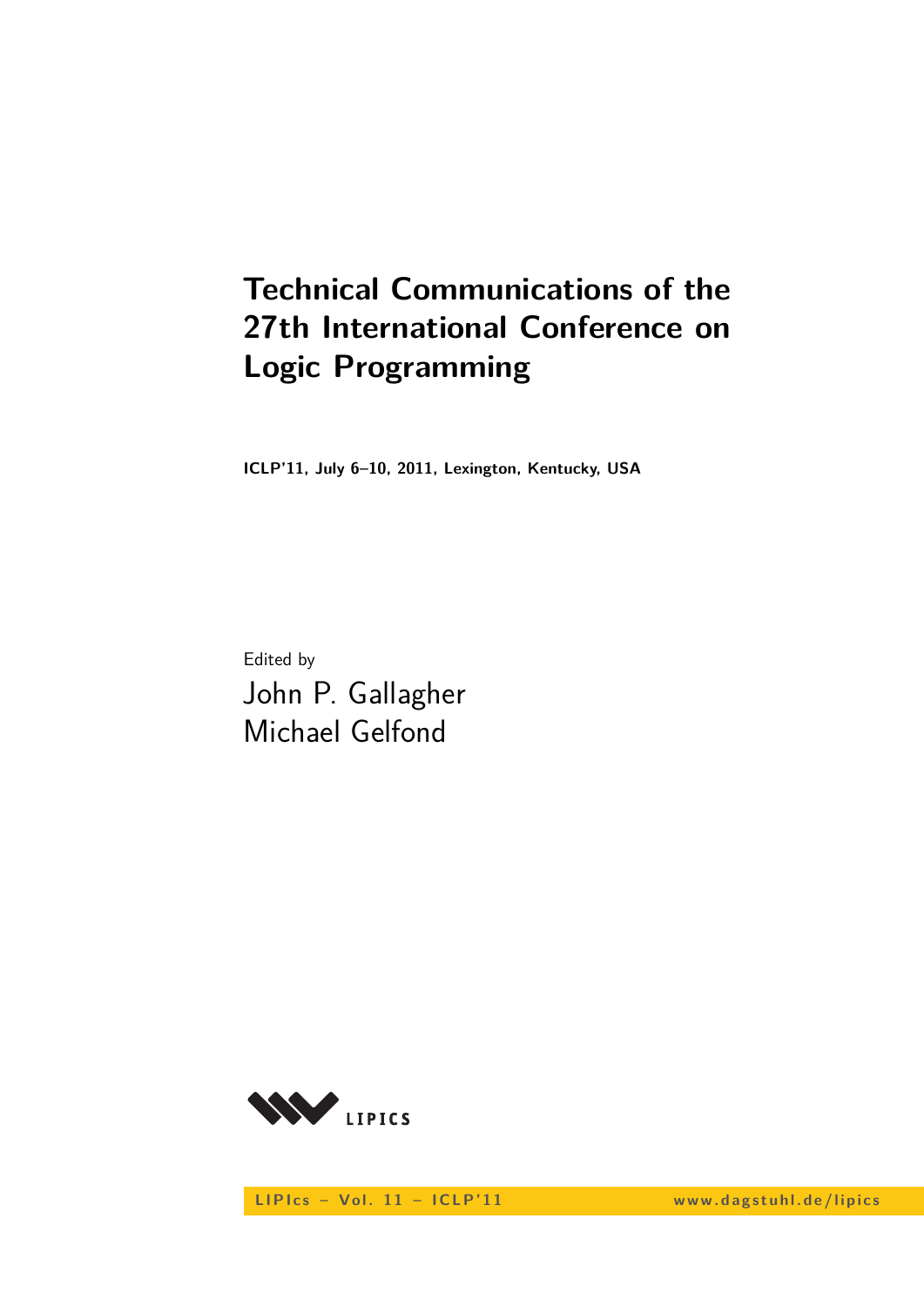# Technical Communications of the 27th International Conference on Logic Programming

**ICLP'11, July 6–10, 2011, Lexington, Kentucky, USA**

Edited by

John P. Gallagher
Michael Gelfond

LIPIcs

LIPIcs – Vol. 11 – ICLP'11 www.dagstuhl.de/lipics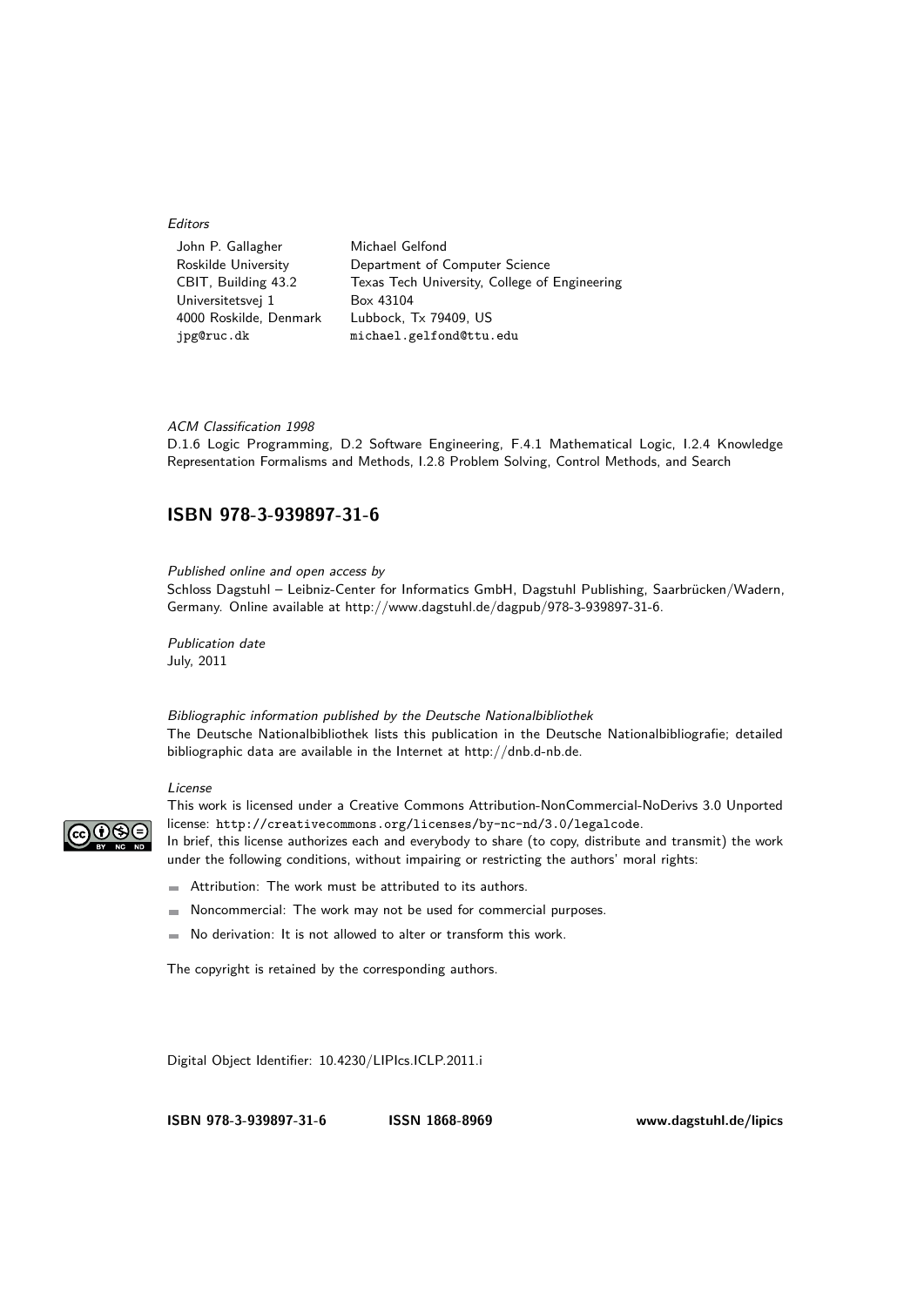*Editors*

| | |
|---|---|
| John P. Gallagher | Michael Gelfond |
| Roskilde University | Department of Computer Science |
| CBIT, Building 43.2 | Texas Tech University, College of Engineering |
| Universitetsvej 1 | Box 43104 |
| 4000 Roskilde, Denmark | Lubbock, Tx 79409, US |
| jpg@ruc.dk | michael.gelfond@ttu.edu |

*ACM Classification 1998*
D.1.6 Logic Programming, D.2 Software Engineering, F.4.1 Mathematical Logic, I.2.4 Knowledge Representation Formalisms and Methods, I.2.8 Problem Solving, Control Methods, and Search

## ISBN 978-3-939897-31-6

*Published online and open access by*
Schloss Dagstuhl – Leibniz-Center for Informatics GmbH, Dagstuhl Publishing, Saarbrücken/Wadern, Germany. Online available at http://www.dagstuhl.de/dagpub/978-3-939897-31-6.

*Publication date*
July, 2011

*Bibliographic information published by the Deutsche Nationalbibliothek*
The Deutsche Nationalbibliothek lists this publication in the Deutsche Nationalbibliografie; detailed bibliographic data are available in the Internet at http://dnb.d-nb.de.

*License*
This work is licensed under a Creative Commons Attribution-NonCommercial-NoDerivs 3.0 Unported license: http://creativecommons.org/licenses/by-nc-nd/3.0/legalcode.
In brief, this license authorizes each and everybody to share (to copy, distribute and transmit) the work under the following conditions, without impairing or restricting the authors' moral rights:

- Attribution: The work must be attributed to its authors.
- Noncommercial: The work may not be used for commercial purposes.
- No derivation: It is not allowed to alter or transform this work.

The copyright is retained by the corresponding authors.

Digital Object Identifier: 10.4230/LIPIcs.ICLP.2011.i

**ISBN 978-3-939897-31-6** **ISSN 1868-8969** **www.dagstuhl.de/lipics**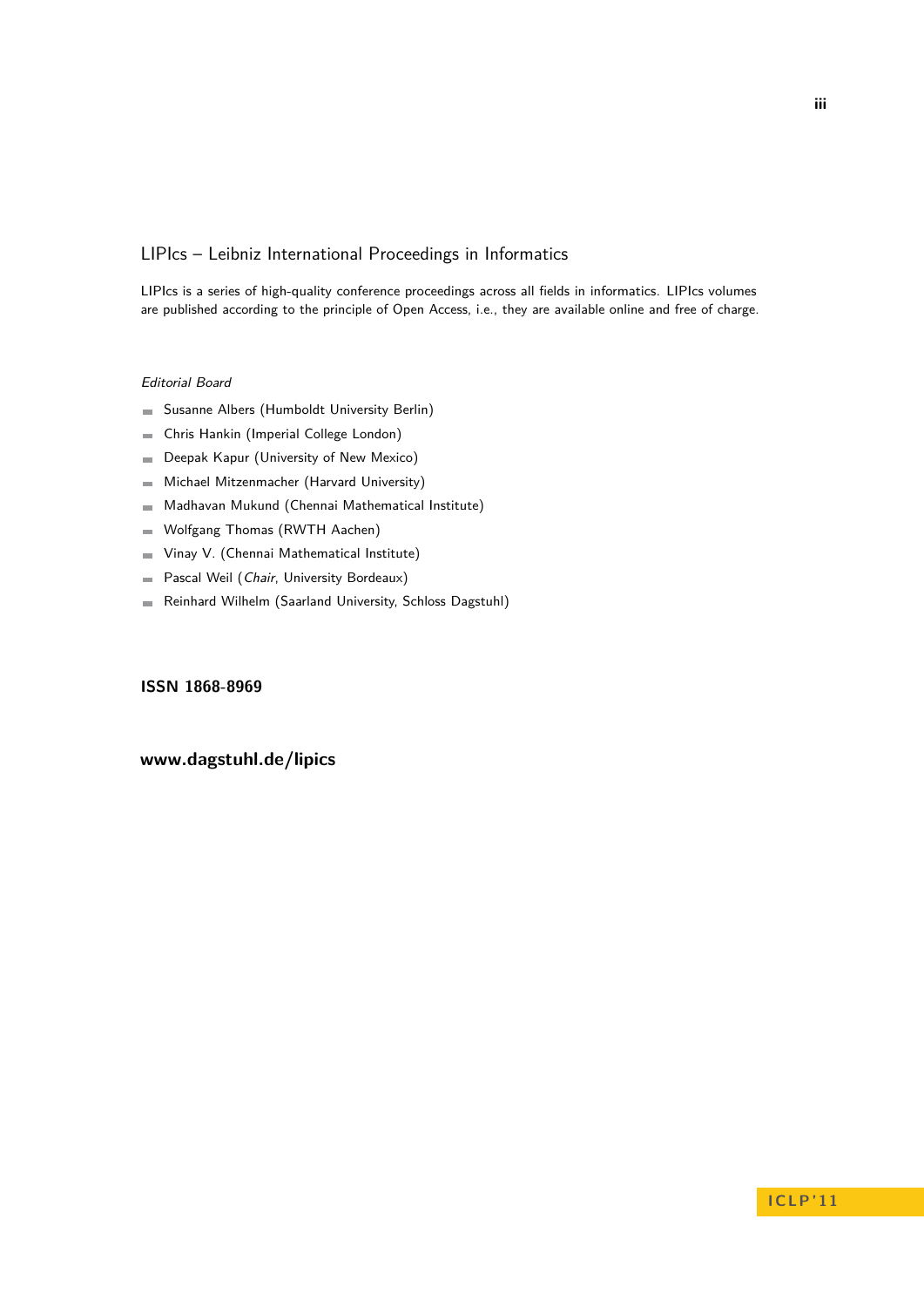## LIPIcs – Leibniz International Proceedings in Informatics

LIPIcs is a series of high-quality conference proceedings across all fields in informatics. LIPIcs volumes are published according to the principle of Open Access, i.e., they are available online and free of charge.

*Editorial Board*

- Susanne Albers (Humboldt University Berlin)
- Chris Hankin (Imperial College London)
- Deepak Kapur (University of New Mexico)
- Michael Mitzenmacher (Harvard University)
- Madhavan Mukund (Chennai Mathematical Institute)
- Wolfgang Thomas (RWTH Aachen)
- Vinay V. (Chennai Mathematical Institute)
- Pascal Weil (*Chair*, University Bordeaux)
- Reinhard Wilhelm (Saarland University, Schloss Dagstuhl)

**ISSN 1868-8969**

**www.dagstuhl.de/lipics**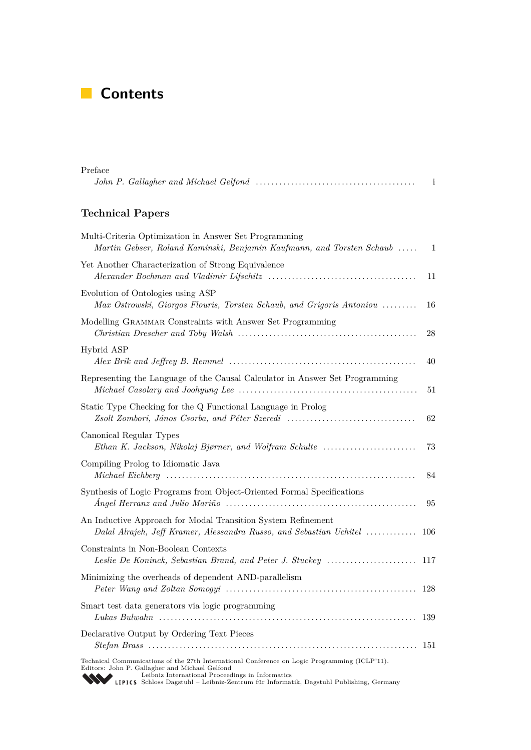# Contents

Preface
*John P. Gallagher and Michael Gelfond* ........................................ i

## Technical Papers

Multi-Criteria Optimization in Answer Set Programming
*Martin Gebser, Roland Kaminski, Benjamin Kaufmann, and Torsten Schaub* ..... 1

Yet Another Characterization of Strong Equivalence
*Alexander Bochman and Vladimir Lifschitz* ..................................... 11

Evolution of Ontologies using ASP
*Max Ostrowski, Giorgos Flouris, Torsten Schaub, and Grigoris Antoniou* ......... 16

Modelling GRAMMAR Constraints with Answer Set Programming
*Christian Drescher and Toby Walsh* ............................................. 28

Hybrid ASP
*Alex Brik and Jeffrey B. Remmel* ................................................ 40

Representing the Language of the Causal Calculator in Answer Set Programming
*Michael Casolary and Joohyung Lee* ............................................. 51

Static Type Checking for the Q Functional Language in Prolog
*Zsolt Zombori, János Csorba, and Péter Szeredi* ................................ 62

Canonical Regular Types
*Ethan K. Jackson, Nikolaj Bjørner, and Wolfram Schulte* ........................ 73

Compiling Prolog to Idiomatic Java
*Michael Eichberg* ................................................................ 84

Synthesis of Logic Programs from Object-Oriented Formal Specifications
*Ángel Herranz and Julio Mariño* ................................................. 95

An Inductive Approach for Modal Transition System Refinement
*Dalal Alrajeh, Jeff Kramer, Alessandra Russo, and Sebastian Uchitel* ............. 106

Constraints in Non-Boolean Contexts
*Leslie De Koninck, Sebastian Brand, and Peter J. Stuckey* ....................... 117

Minimizing the overheads of dependent AND-parallelism
*Peter Wang and Zoltan Somogyi* ................................................. 128

Smart test data generators via logic programming
*Lukas Bulwahn* .................................................................. 139

Declarative Output by Ordering Text Pieces
*Stefan Brass* .................................................................... 151

Technical Communications of the 27th International Conference on Logic Programming (ICLP'11).
Editors: John P. Gallagher and Michael Gelfond
Leibniz International Proceedings in Informatics
LIPICS Schloss Dagstuhl – Leibniz-Zentrum für Informatik, Dagstuhl Publishing, Germany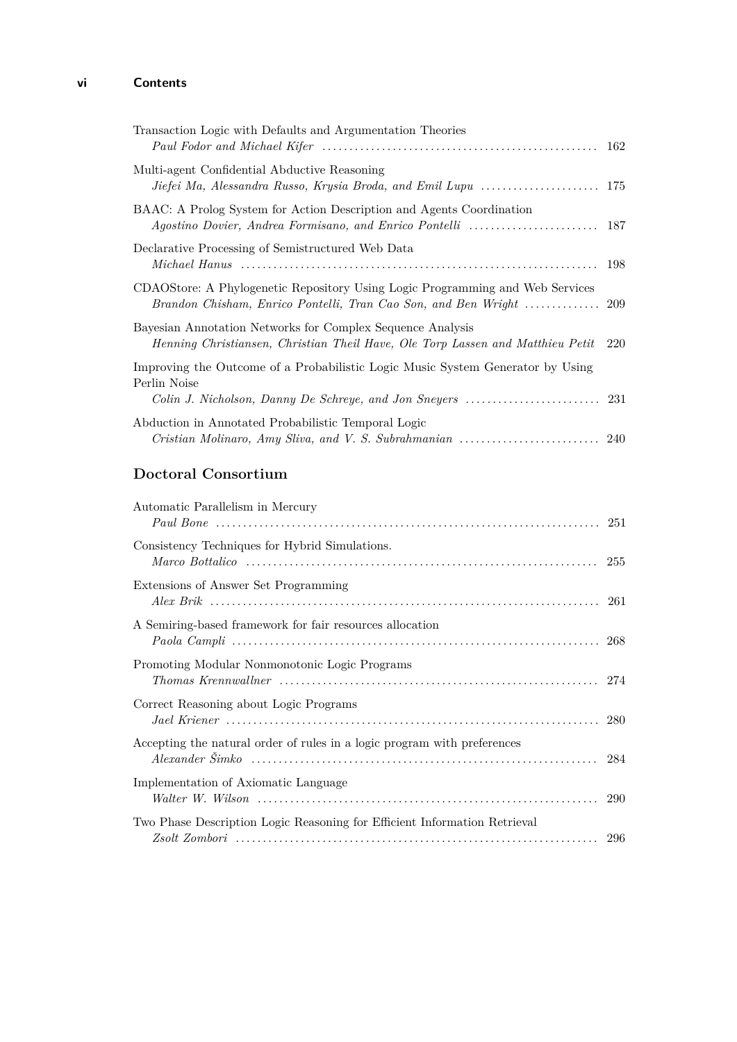Transaction Logic with Defaults and Argumentation Theories
*Paul Fodor and Michael Kifer* ........ 162

Multi-agent Confidential Abductive Reasoning
*Jiefei Ma, Alessandra Russo, Krysia Broda, and Emil Lupu* ........ 175

BAAC: A Prolog System for Action Description and Agents Coordination
*Agostino Dovier, Andrea Formisano, and Enrico Pontelli* ........ 187

Declarative Processing of Semistructured Web Data
*Michael Hanus* ........ 198

CDAOStore: A Phylogenetic Repository Using Logic Programming and Web Services
*Brandon Chisham, Enrico Pontelli, Tran Cao Son, and Ben Wright* ........ 209

Bayesian Annotation Networks for Complex Sequence Analysis
*Henning Christiansen, Christian Theil Have, Ole Torp Lassen and Matthieu Petit* 220

Improving the Outcome of a Probabilistic Logic Music System Generator by Using Perlin Noise
*Colin J. Nicholson, Danny De Schreye, and Jon Sneyers* ........ 231

Abduction in Annotated Probabilistic Temporal Logic
*Cristian Molinaro, Amy Sliva, and V. S. Subrahmanian* ........ 240

## Doctoral Consortium

Automatic Parallelism in Mercury
*Paul Bone* ........ 251

Consistency Techniques for Hybrid Simulations.
*Marco Bottalico* ........ 255

Extensions of Answer Set Programming
*Alex Brik* ........ 261

A Semiring-based framework for fair resources allocation
*Paola Campli* ........ 268

Promoting Modular Nonmonotonic Logic Programs
*Thomas Krennwallner* ........ 274

Correct Reasoning about Logic Programs
*Jael Kriener* ........ 280

Accepting the natural order of rules in a logic program with preferences
*Alexander Šimko* ........ 284

Implementation of Axiomatic Language
*Walter W. Wilson* ........ 290

Two Phase Description Logic Reasoning for Efficient Information Retrieval
*Zsolt Zombori* ........ 296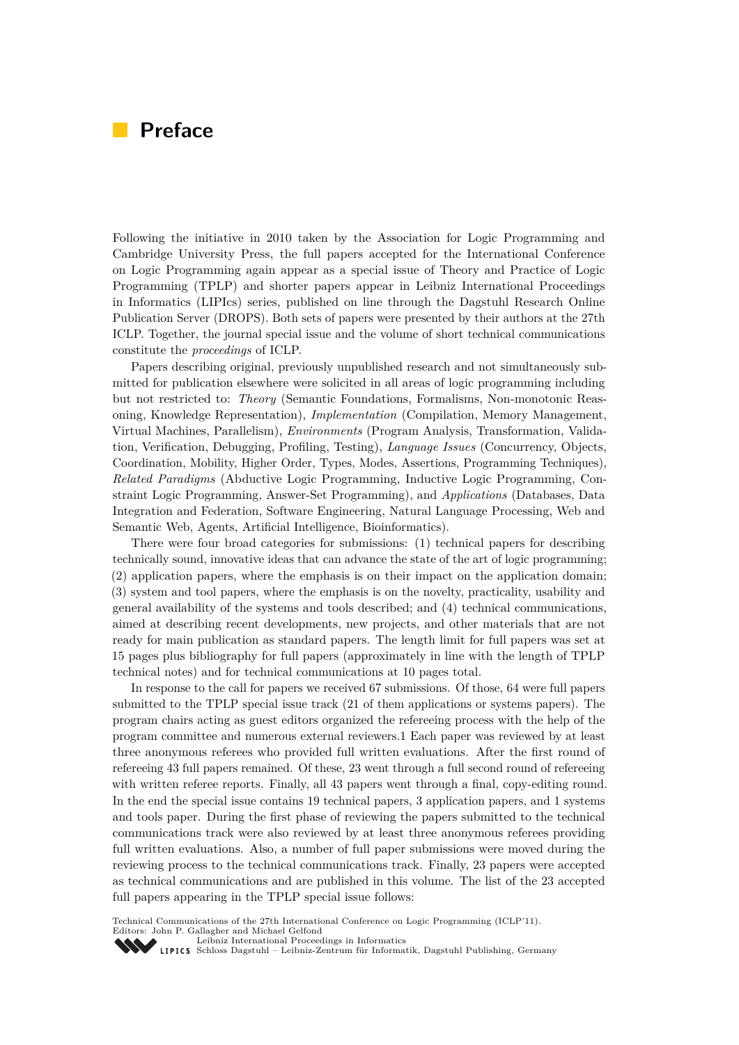# Preface

Following the initiative in 2010 taken by the Association for Logic Programming and Cambridge University Press, the full papers accepted for the International Conference on Logic Programming again appear as a special issue of Theory and Practice of Logic Programming (TPLP) and shorter papers appear in Leibniz International Proceedings in Informatics (LIPIcs) series, published on line through the Dagstuhl Research Online Publication Server (DROPS). Both sets of papers were presented by their authors at the 27th ICLP. Together, the journal special issue and the volume of short technical communications constitute the *proceedings* of ICLP.

Papers describing original, previously unpublished research and not simultaneously submitted for publication elsewhere were solicited in all areas of logic programming including but not restricted to: *Theory* (Semantic Foundations, Formalisms, Non-monotonic Reasoning, Knowledge Representation), *Implementation* (Compilation, Memory Management, Virtual Machines, Parallelism), *Environments* (Program Analysis, Transformation, Validation, Verification, Debugging, Profiling, Testing), *Language Issues* (Concurrency, Objects, Coordination, Mobility, Higher Order, Types, Modes, Assertions, Programming Techniques), *Related Paradigms* (Abductive Logic Programming, Inductive Logic Programming, Constraint Logic Programming, Answer-Set Programming), and *Applications* (Databases, Data Integration and Federation, Software Engineering, Natural Language Processing, Web and Semantic Web, Agents, Artificial Intelligence, Bioinformatics).

There were four broad categories for submissions: (1) technical papers for describing technically sound, innovative ideas that can advance the state of the art of logic programming; (2) application papers, where the emphasis is on their impact on the application domain; (3) system and tool papers, where the emphasis is on the novelty, practicality, usability and general availability of the systems and tools described; and (4) technical communications, aimed at describing recent developments, new projects, and other materials that are not ready for main publication as standard papers. The length limit for full papers was set at 15 pages plus bibliography for full papers (approximately in line with the length of TPLP technical notes) and for technical communications at 10 pages total.

In response to the call for papers we received 67 submissions. Of those, 64 were full papers submitted to the TPLP special issue track (21 of them applications or systems papers). The program chairs acting as guest editors organized the refereeing process with the help of the program committee and numerous external reviewers.1 Each paper was reviewed by at least three anonymous referees who provided full written evaluations. After the first round of refereeing 43 full papers remained. Of these, 23 went through a full second round of refereeing with written referee reports. Finally, all 43 papers went through a final, copy-editing round. In the end the special issue contains 19 technical papers, 3 application papers, and 1 systems and tools paper. During the first phase of reviewing the papers submitted to the technical communications track were also reviewed by at least three anonymous referees providing full written evaluations. Also, a number of full paper submissions were moved during the reviewing process to the technical communications track. Finally, 23 papers were accepted as technical communications and are published in this volume. The list of the 23 accepted full papers appearing in the TPLP special issue follows: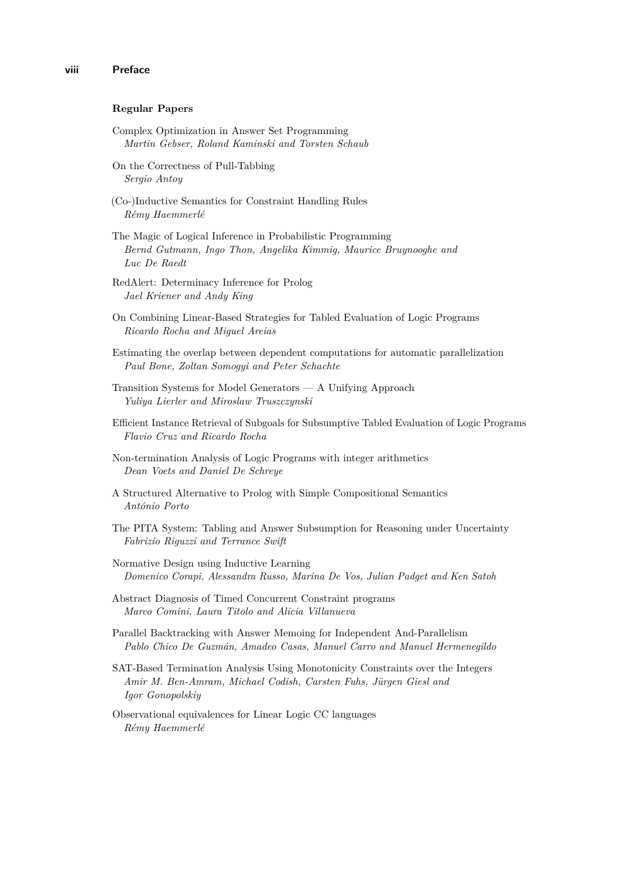**Regular Papers**

Complex Optimization in Answer Set Programming
*Martin Gebser, Roland Kaminski and Torsten Schaub*

On the Correctness of Pull-Tabbing
*Sergio Antoy*

(Co-)Inductive Semantics for Constraint Handling Rules
*Rémy Haemmerlé*

The Magic of Logical Inference in Probabilistic Programming
*Bernd Gutmann, Ingo Thon, Angelika Kimmig, Maurice Bruynooghe and Luc De Raedt*

RedAlert: Determinacy Inference for Prolog
*Jael Kriener and Andy King*

On Combining Linear-Based Strategies for Tabled Evaluation of Logic Programs
*Ricardo Rocha and Miguel Areias*

Estimating the overlap between dependent computations for automatic parallelization
*Paul Bone, Zoltan Somogyi and Peter Schachte*

Transition Systems for Model Generators — A Unifying Approach
*Yuliya Lierler and Miroslaw Truszczynski*

Efficient Instance Retrieval of Subgoals for Subsumptive Tabled Evaluation of Logic Programs
*Flavio Cruz and Ricardo Rocha*

Non-termination Analysis of Logic Programs with integer arithmetics
*Dean Voets and Daniel De Schreye*

A Structured Alternative to Prolog with Simple Compositional Semantics
*António Porto*

The PITA System: Tabling and Answer Subsumption for Reasoning under Uncertainty
*Fabrizio Riguzzi and Terrance Swift*

Normative Design using Inductive Learning
*Domenico Corapi, Alessandra Russo, Marina De Vos, Julian Padget and Ken Satoh*

Abstract Diagnosis of Timed Concurrent Constraint programs
*Marco Comini, Laura Titolo and Alicia Villanueva*

Parallel Backtracking with Answer Memoing for Independent And-Parallelism
*Pablo Chico De Guzmán, Amadeo Casas, Manuel Carro and Manuel Hermenegildo*

SAT-Based Termination Analysis Using Monotonicity Constraints over the Integers
*Amir M. Ben-Amram, Michael Codish, Carsten Fuhs, Jürgen Giesl and Igor Gonopolskiy*

Observational equivalences for Linear Logic CC languages
*Rémy Haemmerlé*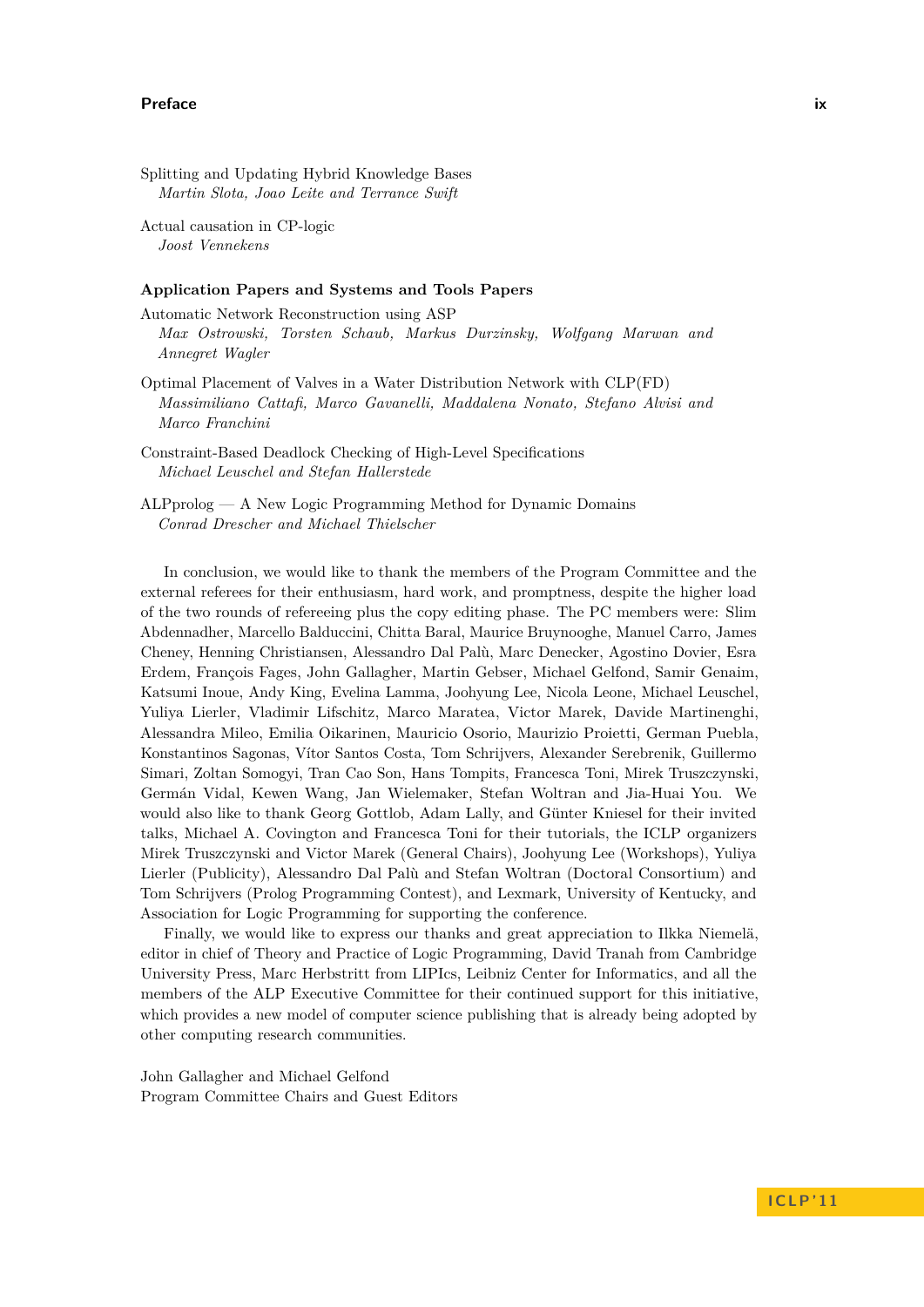Splitting and Updating Hybrid Knowledge Bases
*Martin Slota, Joao Leite and Terrance Swift*

Actual causation in CP-logic
*Joost Vennekens*

### Application Papers and Systems and Tools Papers

Automatic Network Reconstruction using ASP
*Max Ostrowski, Torsten Schaub, Markus Durzinsky, Wolfgang Marwan and Annegret Wagler*

Optimal Placement of Valves in a Water Distribution Network with CLP(FD)
*Massimiliano Cattafi, Marco Gavanelli, Maddalena Nonato, Stefano Alvisi and Marco Franchini*

Constraint-Based Deadlock Checking of High-Level Specifications
*Michael Leuschel and Stefan Hallerstede*

ALPprolog — A New Logic Programming Method for Dynamic Domains
*Conrad Drescher and Michael Thielscher*

In conclusion, we would like to thank the members of the Program Committee and the external referees for their enthusiasm, hard work, and promptness, despite the higher load of the two rounds of refereeing plus the copy editing phase. The PC members were: Slim Abdennadher, Marcello Balduccini, Chitta Baral, Maurice Bruynooghe, Manuel Carro, James Cheney, Henning Christiansen, Alessandro Dal Palù, Marc Denecker, Agostino Dovier, Esra Erdem, François Fages, John Gallagher, Martin Gebser, Michael Gelfond, Samir Genaim, Katsumi Inoue, Andy King, Evelina Lamma, Joohyung Lee, Nicola Leone, Michael Leuschel, Yuliya Lierler, Vladimir Lifschitz, Marco Maratea, Victor Marek, Davide Martinenghi, Alessandra Mileo, Emilia Oikarinen, Mauricio Osorio, Maurizio Proietti, German Puebla, Konstantinos Sagonas, Vítor Santos Costa, Tom Schrijvers, Alexander Serebrenik, Guillermo Simari, Zoltan Somogyi, Tran Cao Son, Hans Tompits, Francesca Toni, Mirek Truszczynski, Germán Vidal, Kewen Wang, Jan Wielemaker, Stefan Woltran and Jia-Huai You. We would also like to thank Georg Gottlob, Adam Lally, and Günter Kniesel for their invited talks, Michael A. Covington and Francesca Toni for their tutorials, the ICLP organizers Mirek Truszczynski and Victor Marek (General Chairs), Joohyung Lee (Workshops), Yuliya Lierler (Publicity), Alessandro Dal Palù and Stefan Woltran (Doctoral Consortium) and Tom Schrijvers (Prolog Programming Contest), and Lexmark, University of Kentucky, and Association for Logic Programming for supporting the conference.

Finally, we would like to express our thanks and great appreciation to Ilkka Niemelä, editor in chief of Theory and Practice of Logic Programming, David Tranah from Cambridge University Press, Marc Herbstritt from LIPIcs, Leibniz Center for Informatics, and all the members of the ALP Executive Committee for their continued support for this initiative, which provides a new model of computer science publishing that is already being adopted by other computing research communities.

John Gallagher and Michael Gelfond
Program Committee Chairs and Guest Editors